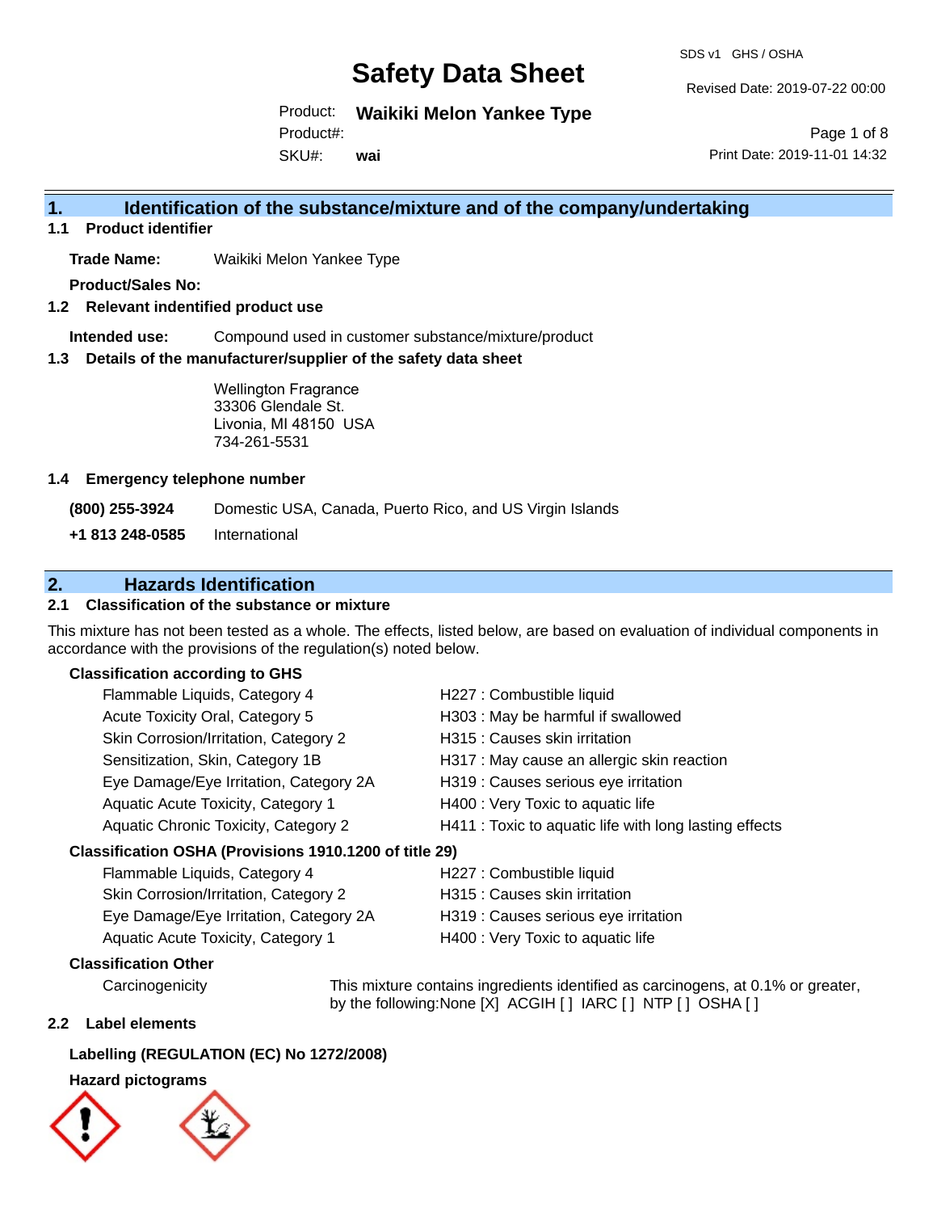# Safety Data Sheet

SDS v1 GHS / OSHA

Revised Date: 2019-07-22 00:00

Product: **Waikiki Melon Yankee Type**

Product#:

SKU#: **wai**

Print Date: 2019-11-01 14:32

## 1. Identification of the substance/mixture and of the company/undertaking

### 1.1 Product identifier

**Trade Name:** Waikiki Melon Yankee Type

**Product/Sales No:**

### 1.2 Relevant indentified product use

**Intended use:** Compound used in customer substance/mixture/product

### 1.3 Details of the manufacturer/supplier of the safety data sheet

Wellington Fragrance
33306 Glendale St.
Livonia, MI 48150 USA
734-261-5531

### 1.4 Emergency telephone number

**(800) 255-3924** Domestic USA, Canada, Puerto Rico, and US Virgin Islands

**+1 813 248-0585** International

## 2. Hazards Identification

### 2.1 Classification of the substance or mixture

This mixture has not been tested as a whole. The effects, listed below, are based on evaluation of individual components in accordance with the provisions of the regulation(s) noted below.

**Classification according to GHS**

| | |
|---|---|
| Flammable Liquids, Category 4 | H227 : Combustible liquid |
| Acute Toxicity Oral, Category 5 | H303 : May be harmful if swallowed |
| Skin Corrosion/Irritation, Category 2 | H315 : Causes skin irritation |
| Sensitization, Skin, Category 1B | H317 : May cause an allergic skin reaction |
| Eye Damage/Eye Irritation, Category 2A | H319 : Causes serious eye irritation |
| Aquatic Acute Toxicity, Category 1 | H400 : Very Toxic to aquatic life |
| Aquatic Chronic Toxicity, Category 2 | H411 : Toxic to aquatic life with long lasting effects |

**Classification OSHA (Provisions 1910.1200 of title 29)**

| | |
|---|---|
| Flammable Liquids, Category 4 | H227 : Combustible liquid |
| Skin Corrosion/Irritation, Category 2 | H315 : Causes skin irritation |
| Eye Damage/Eye Irritation, Category 2A | H319 : Causes serious eye irritation |
| Aquatic Acute Toxicity, Category 1 | H400 : Very Toxic to aquatic life |

**Classification Other**

Carcinogenicity: This mixture contains ingredients identified as carcinogens, at 0.1% or greater, by the following:None [X] ACGIH [ ] IARC [ ] NTP [ ] OSHA [ ]

### 2.2 Label elements

**Labelling (REGULATION (EC) No 1272/2008)**

**Hazard pictograms**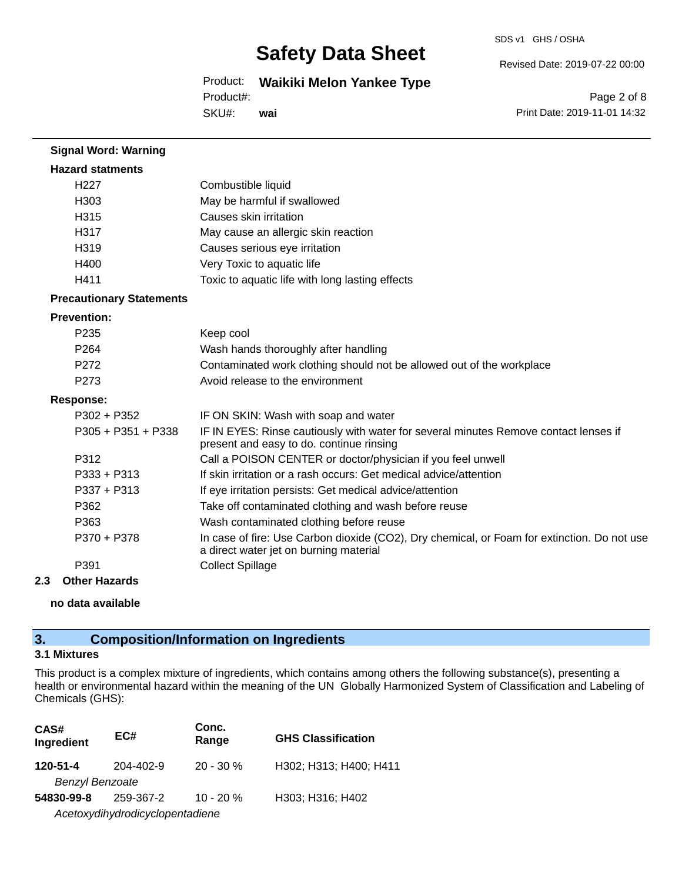**Signal Word: Warning**

**Hazard statments**

| | |
|---|---|
| H227 | Combustible liquid |
| H303 | May be harmful if swallowed |
| H315 | Causes skin irritation |
| H317 | May cause an allergic skin reaction |
| H319 | Causes serious eye irritation |
| H400 | Very Toxic to aquatic life |
| H411 | Toxic to aquatic life with long lasting effects |

**Precautionary Statements**

**Prevention:**

| | |
|---|---|
| P235 | Keep cool |
| P264 | Wash hands thoroughly after handling |
| P272 | Contaminated work clothing should not be allowed out of the workplace |
| P273 | Avoid release to the environment |

**Response:**

| | |
|---|---|
| P302 + P352 | IF ON SKIN: Wash with soap and water |
| P305 + P351 + P338 | IF IN EYES: Rinse cautiously with water for several minutes Remove contact lenses if present and easy to do. continue rinsing |
| P312 | Call a POISON CENTER or doctor/physician if you feel unwell |
| P333 + P313 | If skin irritation or a rash occurs: Get medical advice/attention |
| P337 + P313 | If eye irritation persists: Get medical advice/attention |
| P362 | Take off contaminated clothing and wash before reuse |
| P363 | Wash contaminated clothing before reuse |
| P370 + P378 | In case of fire: Use Carbon dioxide ($CO_2$), Dry chemical, or Foam for extinction. Do not use a direct water jet on burning material |
| P391 | Collect Spillage |

**2.3 Other Hazards**

**no data available**

## 3. Composition/Information on Ingredients

### 3.1 Mixtures

This product is a complex mixture of ingredients, which contains among others the following substance(s), presenting a health or environmental hazard within the meaning of the UN Globally Harmonized System of Classification and Labeling of Chemicals (GHS):

| CAS# Ingredient | EC# | Conc. Range | GHS Classification |
|---|---|---|---|
| **120-51-4** *Benzyl Benzoate* | 204-402-9 | 20 - 30 % | H302; H313; H400; H411 |
| **54830-99-8** *Acetoxydihydrodicyclopentadiene* | 259-367-2 | 10 - 20 % | H303; H316; H402 |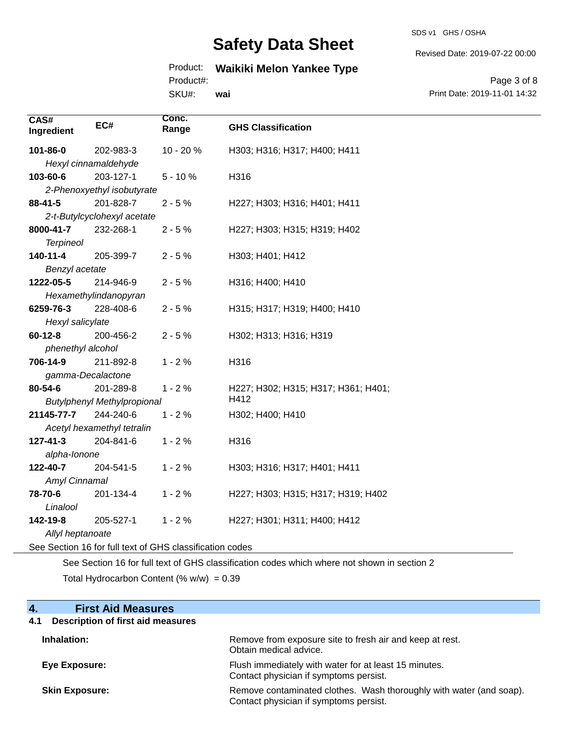| CAS# Ingredient | EC# | Conc. Range | GHS Classification |
|---|---|---|---|
| **101-86-0** *Hexyl cinnamaldehyde* | 202-983-3 | 10 - 20 % | H303; H316; H317; H400; H411 |
| **103-60-6** *2-Phenoxyethyl isobutyrate* | 203-127-1 | 5 - 10 % | H316 |
| **88-41-5** *2-t-Butylcyclohexyl acetate* | 201-828-7 | 2 - 5 % | H227; H303; H316; H401; H411 |
| **8000-41-7** *Terpineol* | 232-268-1 | 2 - 5 % | H227; H303; H315; H319; H402 |
| **140-11-4** *Benzyl acetate* | 205-399-7 | 2 - 5 % | H303; H401; H412 |
| **1222-05-5** *Hexamethylindanopyran* | 214-946-9 | 2 - 5 % | H316; H400; H410 |
| **6259-76-3** *Hexyl salicylate* | 228-408-6 | 2 - 5 % | H315; H317; H319; H400; H410 |
| **60-12-8** *phenethyl alcohol* | 200-456-2 | 2 - 5 % | H302; H313; H316; H319 |
| **706-14-9** *gamma-Decalactone* | 211-892-8 | 1 - 2 % | H316 |
| **80-54-6** *Butylphenyl Methylpropional* | 201-289-8 | 1 - 2 % | H227; H302; H315; H317; H361; H401; H412 |
| **21145-77-7** *Acetyl hexamethyl tetralin* | 244-240-6 | 1 - 2 % | H302; H400; H410 |
| **127-41-3** *alpha-Ionone* | 204-841-6 | 1 - 2 % | H316 |
| **122-40-7** *Amyl Cinnamal* | 204-541-5 | 1 - 2 % | H303; H316; H317; H401; H411 |
| **78-70-6** *Linalool* | 201-134-4 | 1 - 2 % | H227; H303; H315; H317; H319; H402 |
| **142-19-8** *Allyl heptanoate* | 205-527-1 | 1 - 2 % | H227; H301; H311; H400; H412 |

See Section 16 for full text of GHS classification codes

See Section 16 for full text of GHS classification codes which where not shown in section 2

Total Hydrocarbon Content (% w/w) = 0.39

## 4. First Aid Measures

### 4.1 Description of first aid measures

**Inhalation:** Remove from exposure site to fresh air and keep at rest. Obtain medical advice.

**Eye Exposure:** Flush immediately with water for at least 15 minutes. Contact physician if symptoms persist.

**Skin Exposure:** Remove contaminated clothes. Wash thoroughly with water (and soap). Contact physician if symptoms persist.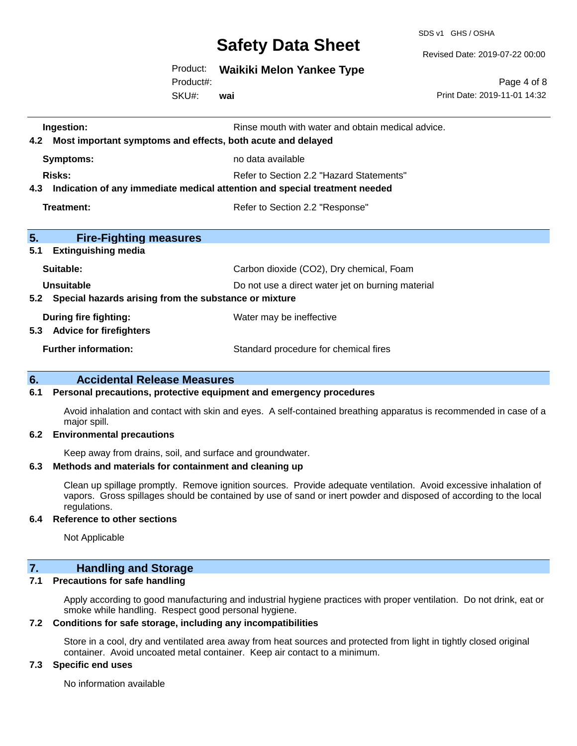| | |
|---|---|
| **Ingestion:** | Rinse mouth with water and obtain medical advice. |

**4.2 Most important symptoms and effects, both acute and delayed**

| | |
|---|---|
| **Symptoms:** | no data available |
| **Risks:** | Refer to Section 2.2 "Hazard Statements" |

**4.3 Indication of any immediate medical attention and special treatment needed**

| | |
|---|---|
| **Treatment:** | Refer to Section 2.2 "Response" |

## 5. Fire-Fighting measures

**5.1 Extinguishing media**

| | |
|---|---|
| **Suitable:** | Carbon dioxide (CO2), Dry chemical, Foam |
| **Unsuitable** | Do not use a direct water jet on burning material |

**5.2 Special hazards arising from the substance or mixture**

| | |
|---|---|
| **During fire fighting:** | Water may be ineffective |

**5.3 Advice for firefighters**

| | |
|---|---|
| **Further information:** | Standard procedure for chemical fires |

## 6. Accidental Release Measures

**6.1 Personal precautions, protective equipment and emergency procedures**

Avoid inhalation and contact with skin and eyes. A self-contained breathing apparatus is recommended in case of a major spill.

**6.2 Environmental precautions**

Keep away from drains, soil, and surface and groundwater.

**6.3 Methods and materials for containment and cleaning up**

Clean up spillage promptly. Remove ignition sources. Provide adequate ventilation. Avoid excessive inhalation of vapors. Gross spillages should be contained by use of sand or inert powder and disposed of according to the local regulations.

**6.4 Reference to other sections**

Not Applicable

## 7. Handling and Storage

**7.1 Precautions for safe handling**

Apply according to good manufacturing and industrial hygiene practices with proper ventilation. Do not drink, eat or smoke while handling. Respect good personal hygiene.

**7.2 Conditions for safe storage, including any incompatibilities**

Store in a cool, dry and ventilated area away from heat sources and protected from light in tightly closed original container. Avoid uncoated metal container. Keep air contact to a minimum.

**7.3 Specific end uses**

No information available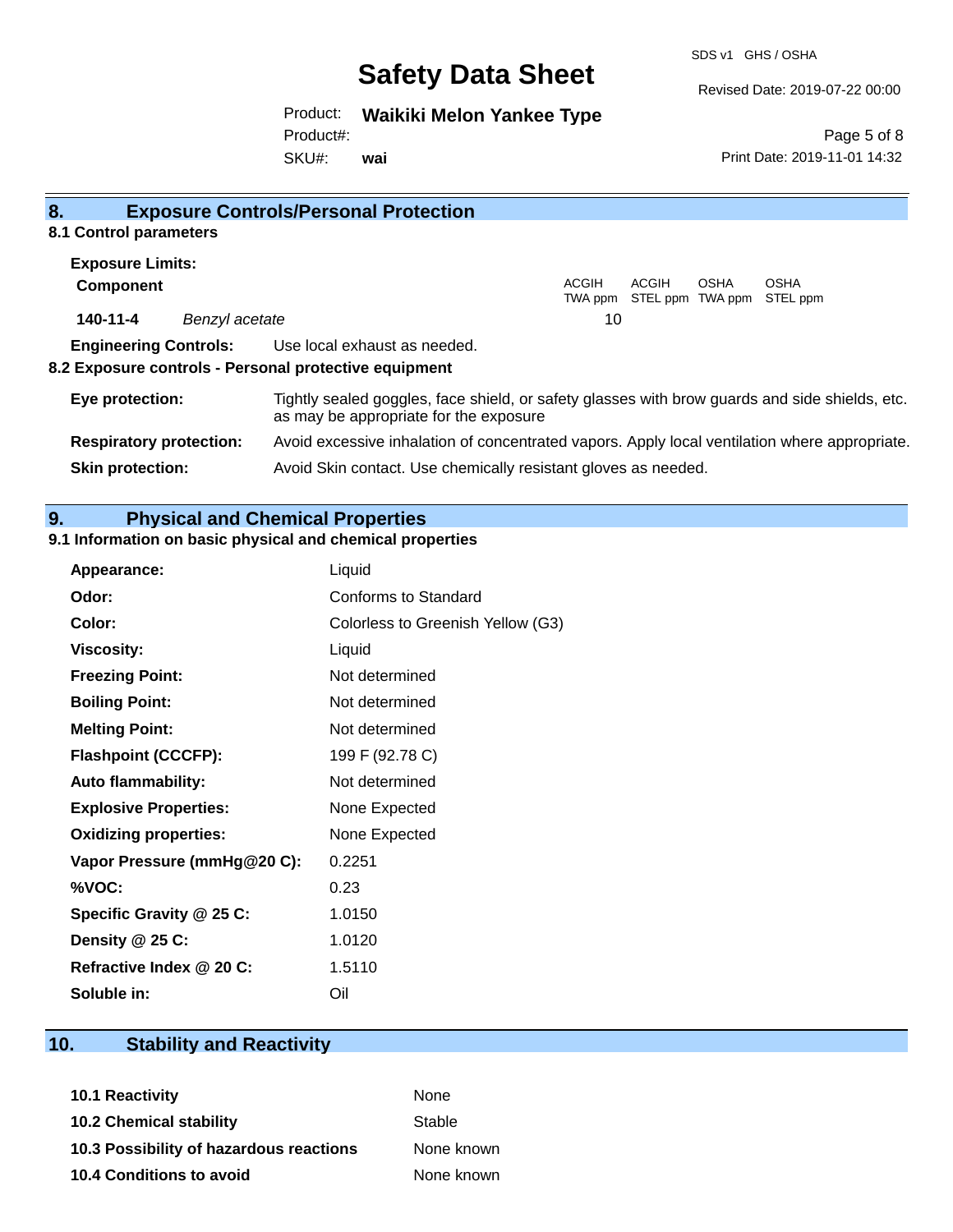## 8. Exposure Controls/Personal Protection

### 8.1 Control parameters

**Exposure Limits:**

| Component | | ACGIH TWA ppm | ACGIH STEL ppm | OSHA TWA ppm | OSHA STEL ppm |
|---|---|---|---|---|---|
| 140-11-4 | *Benzyl acetate* | 10 | | | |

**Engineering Controls:** Use local exhaust as needed.

### 8.2 Exposure controls - Personal protective equipment

**Eye protection:** Tightly sealed goggles, face shield, or safety glasses with brow guards and side shields, etc. as may be appropriate for the exposure

**Respiratory protection:** Avoid excessive inhalation of concentrated vapors. Apply local ventilation where appropriate.

**Skin protection:** Avoid Skin contact. Use chemically resistant gloves as needed.

## 9. Physical and Chemical Properties

### 9.1 Information on basic physical and chemical properties

| | |
|---|---|
| **Appearance:** | Liquid |
| **Odor:** | Conforms to Standard |
| **Color:** | Colorless to Greenish Yellow (G3) |
| **Viscosity:** | Liquid |
| **Freezing Point:** | Not determined |
| **Boiling Point:** | Not determined |
| **Melting Point:** | Not determined |
| **Flashpoint (CCCFP):** | 199 F (92.78 C) |
| **Auto flammability:** | Not determined |
| **Explosive Properties:** | None Expected |
| **Oxidizing properties:** | None Expected |
| **Vapor Pressure (mmHg@20 C):** | 0.2251 |
| **%VOC:** | 0.23 |
| **Specific Gravity @ 25 C:** | 1.0150 |
| **Density @ 25 C:** | 1.0120 |
| **Refractive Index @ 20 C:** | 1.5110 |
| **Soluble in:** | Oil |

## 10. Stability and Reactivity

| | |
|---|---|
| **10.1 Reactivity** | None |
| **10.2 Chemical stability** | Stable |
| **10.3 Possibility of hazardous reactions** | None known |
| **10.4 Conditions to avoid** | None known |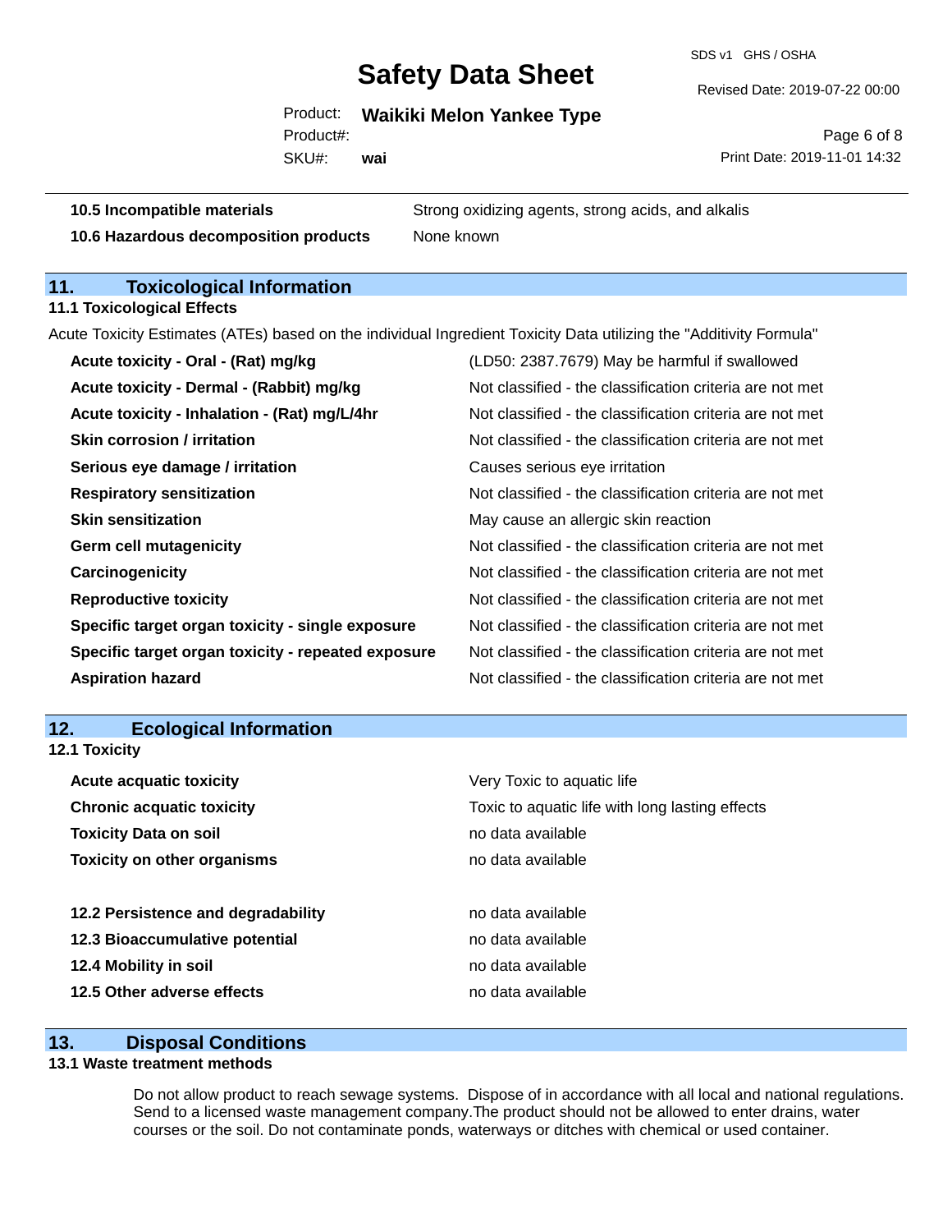| | |
|---|---|
| **10.5 Incompatible materials** | Strong oxidizing agents, strong acids, and alkalis |
| **10.6 Hazardous decomposition products** | None known |

## 11. Toxicological Information

### 11.1 Toxicological Effects

Acute Toxicity Estimates (ATEs) based on the individual Ingredient Toxicity Data utilizing the "Additivity Formula"

| | |
|---|---|
| **Acute toxicity - Oral - (Rat) mg/kg** | (LD50: 2387.7679) May be harmful if swallowed |
| **Acute toxicity - Dermal - (Rabbit) mg/kg** | Not classified - the classification criteria are not met |
| **Acute toxicity - Inhalation - (Rat) mg/L/4hr** | Not classified - the classification criteria are not met |
| **Skin corrosion / irritation** | Not classified - the classification criteria are not met |
| **Serious eye damage / irritation** | Causes serious eye irritation |
| **Respiratory sensitization** | Not classified - the classification criteria are not met |
| **Skin sensitization** | May cause an allergic skin reaction |
| **Germ cell mutagenicity** | Not classified - the classification criteria are not met |
| **Carcinogenicity** | Not classified - the classification criteria are not met |
| **Reproductive toxicity** | Not classified - the classification criteria are not met |
| **Specific target organ toxicity - single exposure** | Not classified - the classification criteria are not met |
| **Specific target organ toxicity - repeated exposure** | Not classified - the classification criteria are not met |
| **Aspiration hazard** | Not classified - the classification criteria are not met |

## 12. Ecological Information

### 12.1 Toxicity

| | |
|---|---|
| **Acute acquatic toxicity** | Very Toxic to aquatic life |
| **Chronic acquatic toxicity** | Toxic to aquatic life with long lasting effects |
| **Toxicity Data on soil** | no data available |
| **Toxicity on other organisms** | no data available |

| | |
|---|---|
| **12.2 Persistence and degradability** | no data available |
| **12.3 Bioaccumulative potential** | no data available |
| **12.4 Mobility in soil** | no data available |
| **12.5 Other adverse effects** | no data available |

## 13. Disposal Conditions

### 13.1 Waste treatment methods

Do not allow product to reach sewage systems. Dispose of in accordance with all local and national regulations. Send to a licensed waste management company.The product should not be allowed to enter drains, water courses or the soil. Do not contaminate ponds, waterways or ditches with chemical or used container.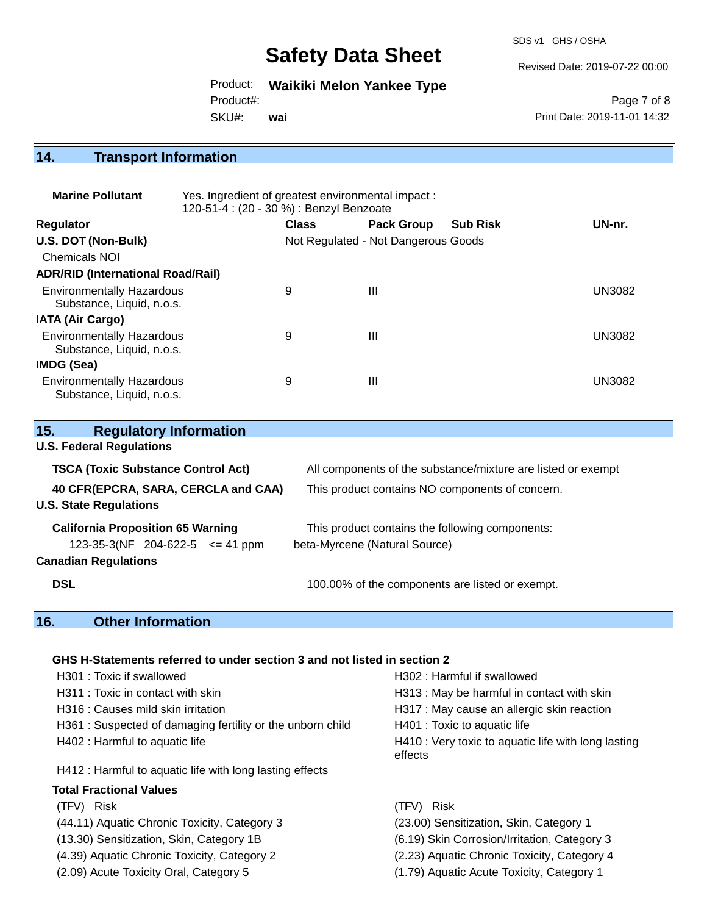## 14. Transport Information

**Marine Pollutant** Yes. Ingredient of greatest environmental impact : 120-51-4 : (20 - 30 %) : Benzyl Benzoate

| Regulator | Class | Pack Group | Sub Risk | UN-nr. |
|---|---|---|---|---|
| **U.S. DOT (Non-Bulk)** | Not Regulated - Not Dangerous Goods | | | |
| Chemicals NOI | | | | |
| **ADR/RID (International Road/Rail)** | | | | |
| Environmentally Hazardous Substance, Liquid, n.o.s. | 9 | III | | UN3082 |
| **IATA (Air Cargo)** | | | | |
| Environmentally Hazardous Substance, Liquid, n.o.s. | 9 | III | | UN3082 |
| **IMDG (Sea)** | | | | |
| Environmentally Hazardous Substance, Liquid, n.o.s. | 9 | III | | UN3082 |

## 15. Regulatory Information

**U.S. Federal Regulations**

| | |
|---|---|
| **TSCA (Toxic Substance Control Act)** | All components of the substance/mixture are listed or exempt |
| **40 CFR(EPCRA, SARA, CERCLA and CAA)** | This product contains NO components of concern. |

**U.S. State Regulations**

| | |
|---|---|
| **California Proposition 65 Warning** | This product contains the following components: |
| 123-35-3(NF 204-622-5 <= 41 ppm | beta-Myrcene (Natural Source) |

**Canadian Regulations**

| | |
|---|---|
| **DSL** | 100.00% of the components are listed or exempt. |

## 16. Other Information

**GHS H-Statements referred to under section 3 and not listed in section 2**

- H301 : Toxic if swallowed
- H302 : Harmful if swallowed
- H311 : Toxic in contact with skin
- H313 : May be harmful in contact with skin
- H316 : Causes mild skin irritation
- H317 : May cause an allergic skin reaction
- H361 : Suspected of damaging fertility or the unborn child
- H401 : Toxic to aquatic life
- H402 : Harmful to aquatic life
- H410 : Very toxic to aquatic life with long lasting effects
- H412 : Harmful to aquatic life with long lasting effects

**Total Fractional Values**

| (TFV) Risk | (TFV) Risk |
|---|---|
| (44.11) Aquatic Chronic Toxicity, Category 3 | (23.00) Sensitization, Skin, Category 1 |
| (13.30) Sensitization, Skin, Category 1B | (6.19) Skin Corrosion/Irritation, Category 3 |
| (4.39) Aquatic Chronic Toxicity, Category 2 | (2.23) Aquatic Chronic Toxicity, Category 4 |
| (2.09) Acute Toxicity Oral, Category 5 | (1.79) Aquatic Acute Toxicity, Category 1 |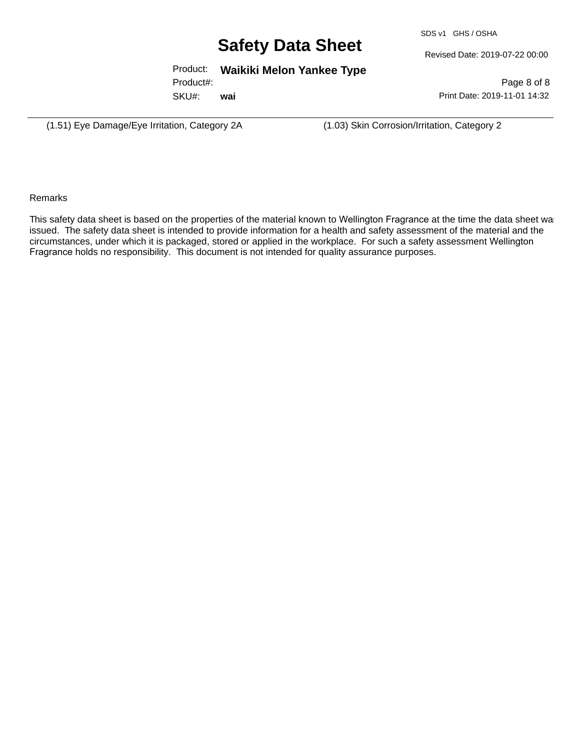(1.51) Eye Damage/Eye Irritation, Category 2A

(1.03) Skin Corrosion/Irritation, Category 2

Remarks

This safety data sheet is based on the properties of the material known to Wellington Fragrance at the time the data sheet was issued. The safety data sheet is intended to provide information for a health and safety assessment of the material and the circumstances, under which it is packaged, stored or applied in the workplace. For such a safety assessment Wellington Fragrance holds no responsibility. This document is not intended for quality assurance purposes.